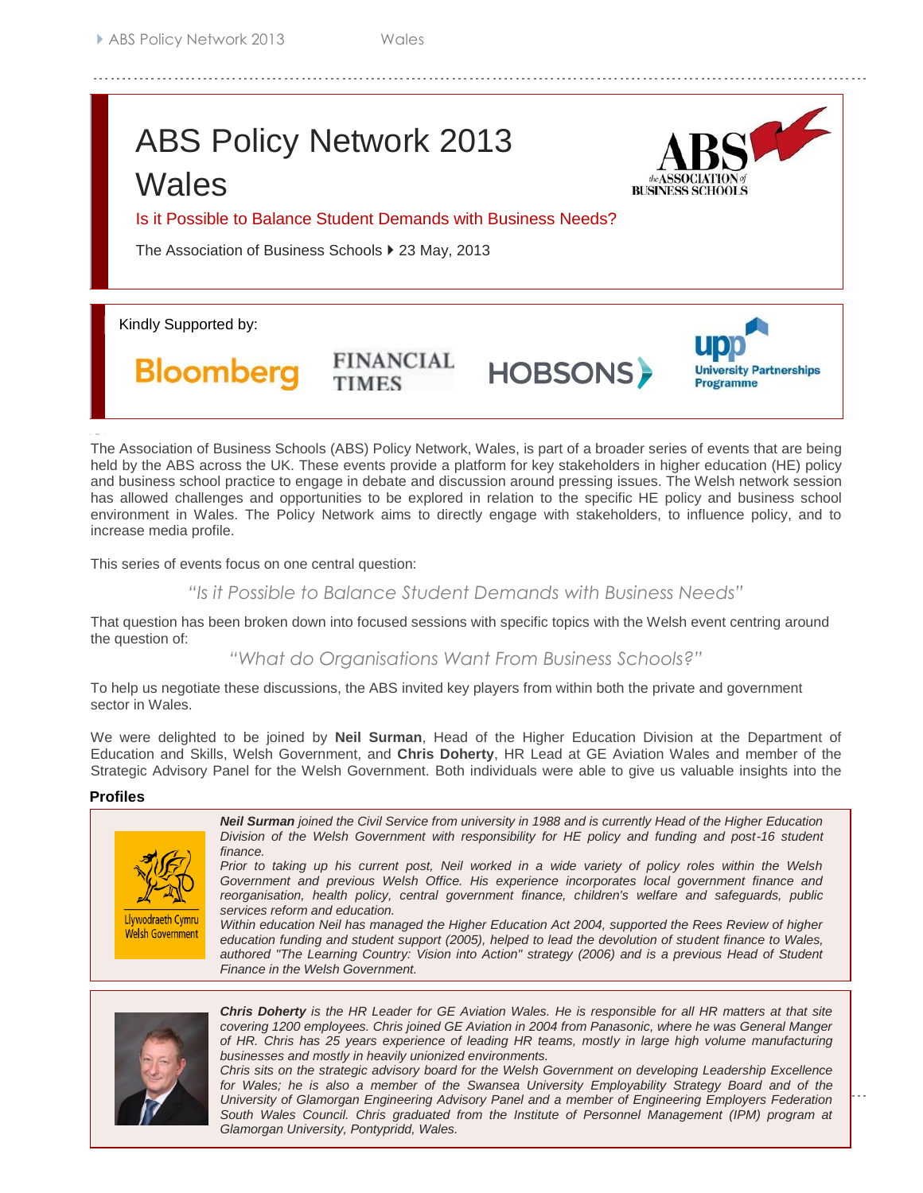# ABS Policy Network 2013 Wales

Is it Possible to Balance Student Demands with Business Needs?

The Association of Business Schools ▸ 23 May, 2013

Kindly Supported by:

Bloomberg | FINANCIAL TIMES | HOBSONS | upp University Partnerships Programme

The Association of Business Schools (ABS) Policy Network, Wales, is part of a broader series of events that are being held by the ABS across the UK. These events provide a platform for key stakeholders in higher education (HE) policy and business school practice to engage in debate and discussion around pressing issues. The Welsh network session has allowed challenges and opportunities to be explored in relation to the specific HE policy and business school environment in Wales. The Policy Network aims to directly engage with stakeholders, to influence policy, and to increase media profile.

This series of events focus on one central question:

*"Is it Possible to Balance Student Demands with Business Needs"*

That question has been broken down into focused sessions with specific topics with the Welsh event centring around the question of:

*"What do Organisations Want From Business Schools?"*

To help us negotiate these discussions, the ABS invited key players from within both the private and government sector in Wales.

We were delighted to be joined by **Neil Surman**, Head of the Higher Education Division at the Department of Education and Skills, Welsh Government, and **Chris Doherty**, HR Lead at GE Aviation Wales and member of the Strategic Advisory Panel for the Welsh Government. Both individuals were able to give us valuable insights into the

### Profiles

Llywodraeth Cymru Welsh Government

***Neil Surman*** *joined the Civil Service from university in 1988 and is currently Head of the Higher Education Division of the Welsh Government with responsibility for HE policy and funding and post-16 student finance.*

*Prior to taking up his current post, Neil worked in a wide variety of policy roles within the Welsh Government and previous Welsh Office. His experience incorporates local government finance and reorganisation, health policy, central government finance, children's welfare and safeguards, public services reform and education.*

*Within education Neil has managed the Higher Education Act 2004, supported the Rees Review of higher education funding and student support (2005), helped to lead the devolution of student finance to Wales, authored "The Learning Country: Vision into Action" strategy (2006) and is a previous Head of Student Finance in the Welsh Government.*

***Chris Doherty*** *is the HR Leader for GE Aviation Wales. He is responsible for all HR matters at that site covering 1200 employees. Chris joined GE Aviation in 2004 from Panasonic, where he was General Manger of HR. Chris has 25 years experience of leading HR teams, mostly in large high volume manufacturing businesses and mostly in heavily unionized environments.*

*Chris sits on the strategic advisory board for the Welsh Government on developing Leadership Excellence for Wales; he is also a member of the Swansea University Employability Strategy Board and of the University of Glamorgan Engineering Advisory Panel and a member of Engineering Employers Federation South Wales Council. Chris graduated from the Institute of Personnel Management (IPM) program at Glamorgan University, Pontypridd, Wales.*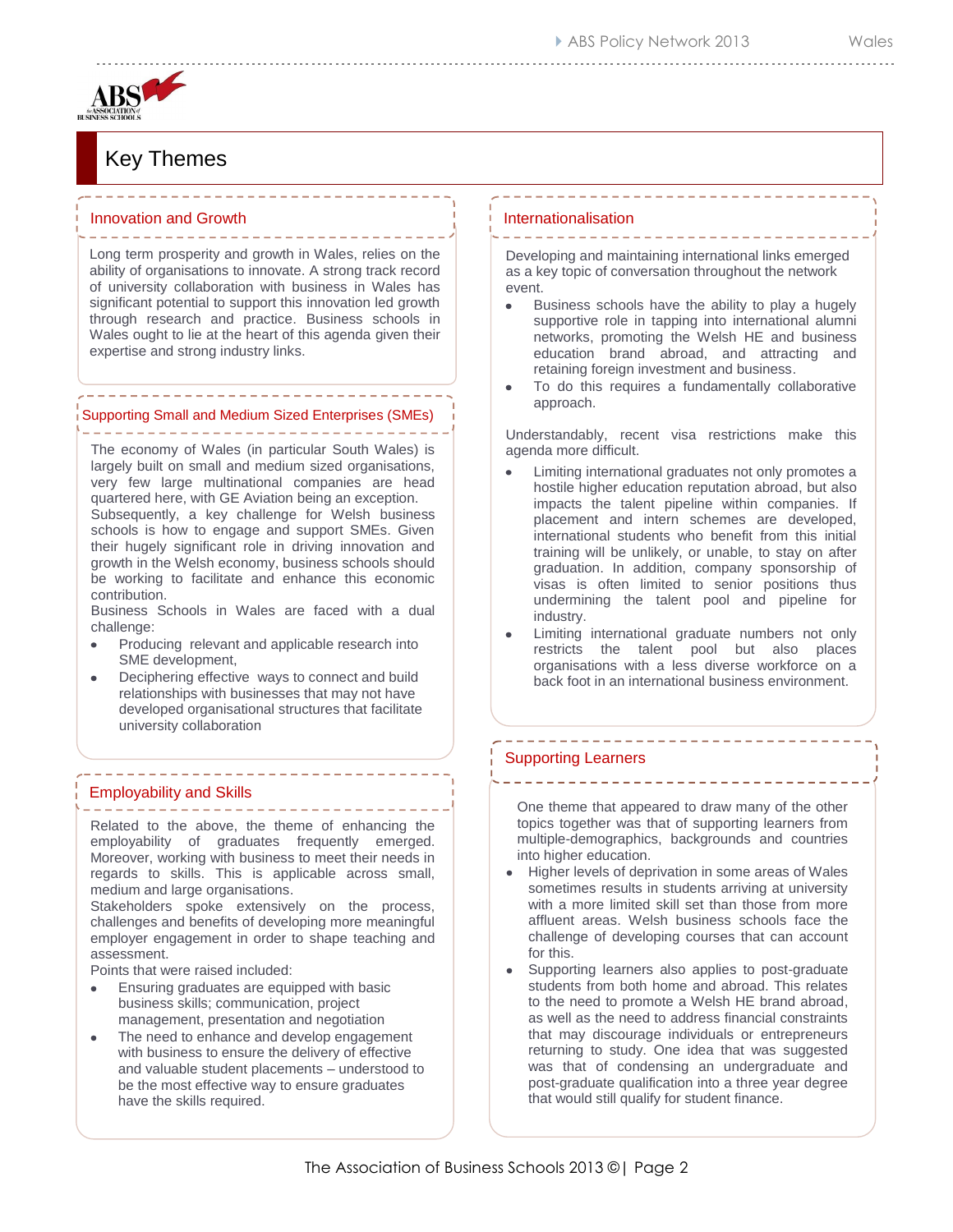# Key Themes

## Innovation and Growth

Long term prosperity and growth in Wales, relies on the ability of organisations to innovate. A strong track record of university collaboration with business in Wales has significant potential to support this innovation led growth through research and practice. Business schools in Wales ought to lie at the heart of this agenda given their expertise and strong industry links.

## Supporting Small and Medium Sized Enterprises (SMEs)

The economy of Wales (in particular South Wales) is largely built on small and medium sized organisations, very few large multinational companies are head quartered here, with GE Aviation being an exception. Subsequently, a key challenge for Welsh business schools is how to engage and support SMEs. Given their hugely significant role in driving innovation and growth in the Welsh economy, business schools should be working to facilitate and enhance this economic contribution.

Business Schools in Wales are faced with a dual challenge:

- Producing relevant and applicable research into SME development,
- Deciphering effective ways to connect and build relationships with businesses that may not have developed organisational structures that facilitate university collaboration

## Employability and Skills

Related to the above, the theme of enhancing the employability of graduates frequently emerged. Moreover, working with business to meet their needs in regards to skills. This is applicable across small, medium and large organisations.

Stakeholders spoke extensively on the process, challenges and benefits of developing more meaningful employer engagement in order to shape teaching and assessment.

Points that were raised included:

- Ensuring graduates are equipped with basic business skills; communication, project management, presentation and negotiation
- The need to enhance and develop engagement with business to ensure the delivery of effective and valuable student placements – understood to be the most effective way to ensure graduates have the skills required.

## Internationalisation

Developing and maintaining international links emerged as a key topic of conversation throughout the network event.

- Business schools have the ability to play a hugely supportive role in tapping into international alumni networks, promoting the Welsh HE and business education brand abroad, and attracting and retaining foreign investment and business.
- To do this requires a fundamentally collaborative approach.

Understandably, recent visa restrictions make this agenda more difficult.

- Limiting international graduates not only promotes a hostile higher education reputation abroad, but also impacts the talent pipeline within companies. If placement and intern schemes are developed, international students who benefit from this initial training will be unlikely, or unable, to stay on after graduation. In addition, company sponsorship of visas is often limited to senior positions thus undermining the talent pool and pipeline for industry.
- Limiting international graduate numbers not only restricts the talent pool but also places organisations with a less diverse workforce on a back foot in an international business environment.

## Supporting Learners

One theme that appeared to draw many of the other topics together was that of supporting learners from multiple-demographics, backgrounds and countries into higher education.

- Higher levels of deprivation in some areas of Wales sometimes results in students arriving at university with a more limited skill set than those from more affluent areas. Welsh business schools face the challenge of developing courses that can account for this.
- Supporting learners also applies to post-graduate students from both home and abroad. This relates to the need to promote a Welsh HE brand abroad, as well as the need to address financial constraints that may discourage individuals or entrepreneurs returning to study. One idea that was suggested was that of condensing an undergraduate and post-graduate qualification into a three year degree that would still qualify for student finance.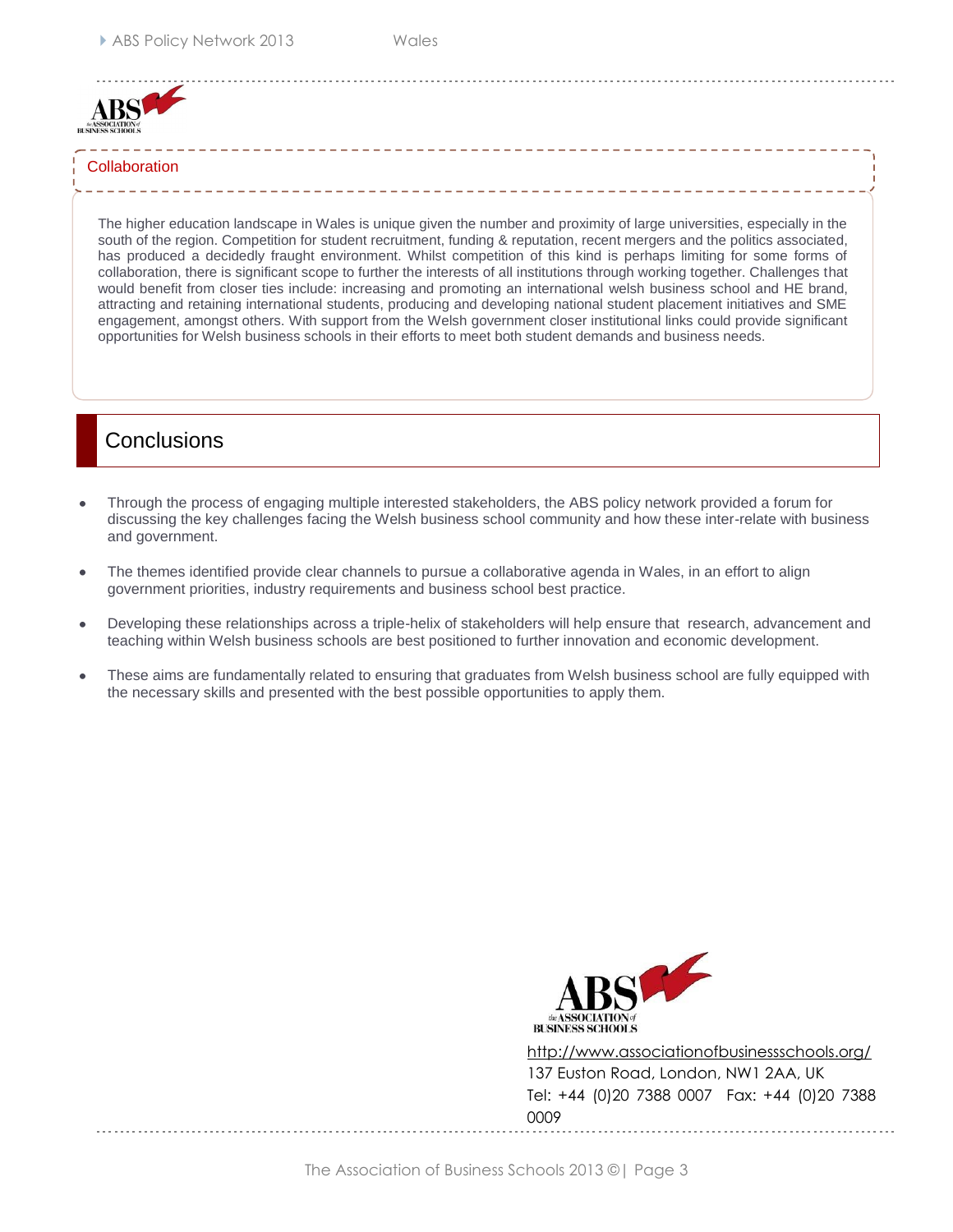### Collaboration

The higher education landscape in Wales is unique given the number and proximity of large universities, especially in the south of the region. Competition for student recruitment, funding & reputation, recent mergers and the politics associated, has produced a decidedly fraught environment. Whilst competition of this kind is perhaps limiting for some forms of collaboration, there is significant scope to further the interests of all institutions through working together. Challenges that would benefit from closer ties include: increasing and promoting an international welsh business school and HE brand, attracting and retaining international students, producing and developing national student placement initiatives and SME engagement, amongst others. With support from the Welsh government closer institutional links could provide significant opportunities for Welsh business schools in their efforts to meet both student demands and business needs.

## Conclusions

- Through the process of engaging multiple interested stakeholders, the ABS policy network provided a forum for discussing the key challenges facing the Welsh business school community and how these inter-relate with business and government.
- The themes identified provide clear channels to pursue a collaborative agenda in Wales, in an effort to align government priorities, industry requirements and business school best practice.
- Developing these relationships across a triple-helix of stakeholders will help ensure that research, advancement and teaching within Welsh business schools are best positioned to further innovation and economic development.
- These aims are fundamentally related to ensuring that graduates from Welsh business school are fully equipped with the necessary skills and presented with the best possible opportunities to apply them.

http://www.associationofbusinessschools.org/
137 Euston Road, London, NW1 2AA, UK
Tel: +44 (0)20 7388 0007 Fax: +44 (0)20 7388 0009